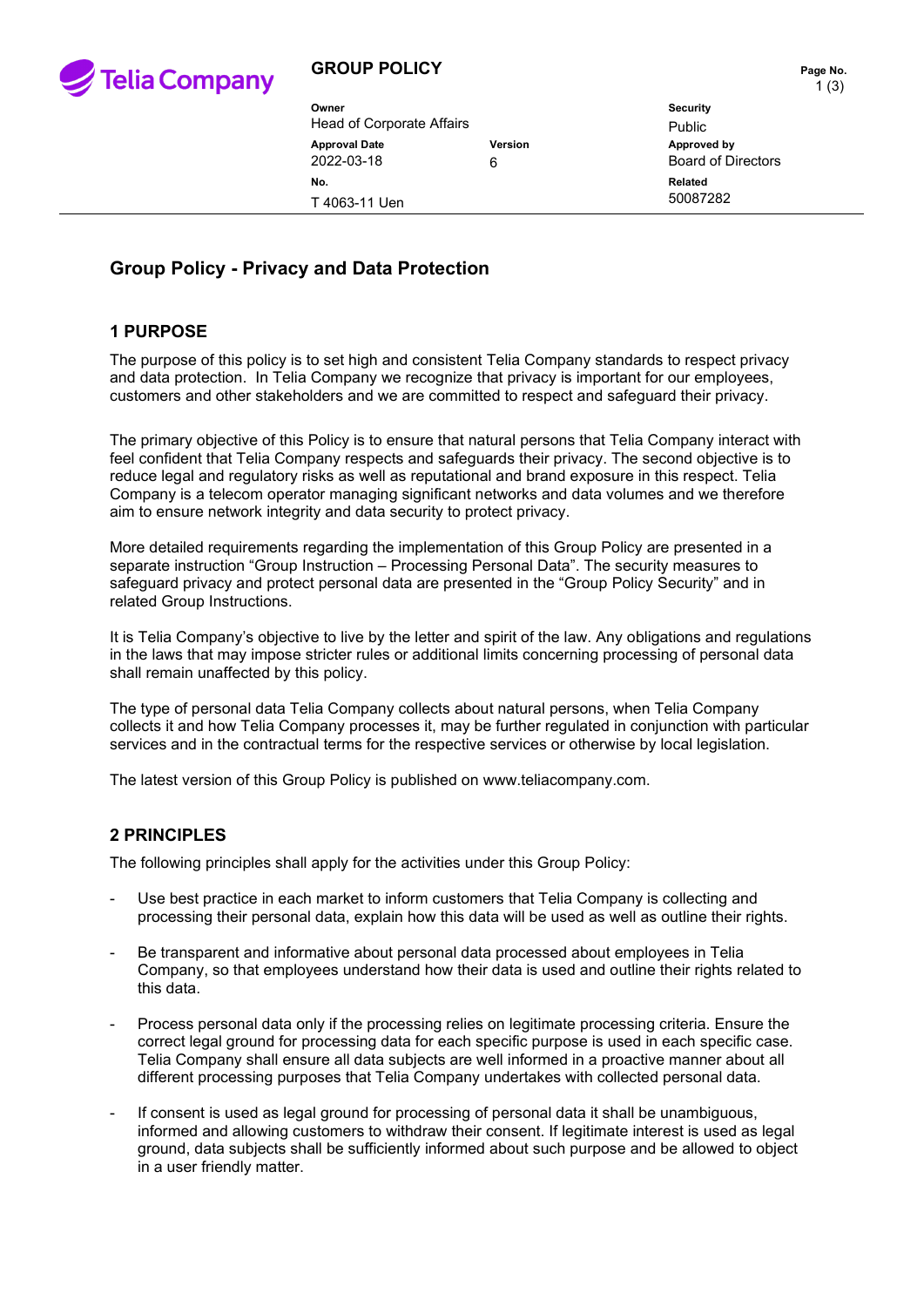**GROUP POLICY**

| Owner | | Security |
|---|---|---|
| Head of Corporate Affairs | | Public |
| **Approval Date** | **Version** | **Approved by** |
| 2022-03-18 | 6 | Board of Directors |
| **No.** | | **Related** |
| T 4063-11 Uen | | 50087282 |

# Group Policy - Privacy and Data Protection

## 1 PURPOSE

The purpose of this policy is to set high and consistent Telia Company standards to respect privacy and data protection. In Telia Company we recognize that privacy is important for our employees, customers and other stakeholders and we are committed to respect and safeguard their privacy.

The primary objective of this Policy is to ensure that natural persons that Telia Company interact with feel confident that Telia Company respects and safeguards their privacy. The second objective is to reduce legal and regulatory risks as well as reputational and brand exposure in this respect. Telia Company is a telecom operator managing significant networks and data volumes and we therefore aim to ensure network integrity and data security to protect privacy.

More detailed requirements regarding the implementation of this Group Policy are presented in a separate instruction “Group Instruction – Processing Personal Data”. The security measures to safeguard privacy and protect personal data are presented in the “Group Policy Security” and in related Group Instructions.

It is Telia Company’s objective to live by the letter and spirit of the law. Any obligations and regulations in the laws that may impose stricter rules or additional limits concerning processing of personal data shall remain unaffected by this policy.

The type of personal data Telia Company collects about natural persons, when Telia Company collects it and how Telia Company processes it, may be further regulated in conjunction with particular services and in the contractual terms for the respective services or otherwise by local legislation.

The latest version of this Group Policy is published on www.teliacompany.com.

## 2 PRINCIPLES

The following principles shall apply for the activities under this Group Policy:

- Use best practice in each market to inform customers that Telia Company is collecting and processing their personal data, explain how this data will be used as well as outline their rights.
- Be transparent and informative about personal data processed about employees in Telia Company, so that employees understand how their data is used and outline their rights related to this data.
- Process personal data only if the processing relies on legitimate processing criteria. Ensure the correct legal ground for processing data for each specific purpose is used in each specific case. Telia Company shall ensure all data subjects are well informed in a proactive manner about all different processing purposes that Telia Company undertakes with collected personal data.
- If consent is used as legal ground for processing of personal data it shall be unambiguous, informed and allowing customers to withdraw their consent. If legitimate interest is used as legal ground, data subjects shall be sufficiently informed about such purpose and be allowed to object in a user friendly matter.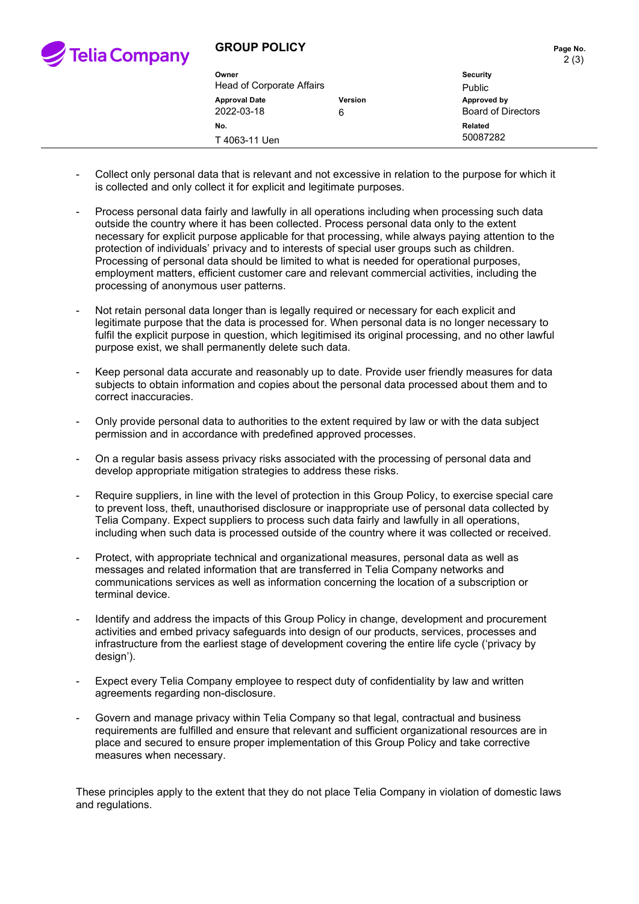- Collect only personal data that is relevant and not excessive in relation to the purpose for which it is collected and only collect it for explicit and legitimate purposes.

- Process personal data fairly and lawfully in all operations including when processing such data outside the country where it has been collected. Process personal data only to the extent necessary for explicit purpose applicable for that processing, while always paying attention to the protection of individuals' privacy and to interests of special user groups such as children. Processing of personal data should be limited to what is needed for operational purposes, employment matters, efficient customer care and relevant commercial activities, including the processing of anonymous user patterns.

- Not retain personal data longer than is legally required or necessary for each explicit and legitimate purpose that the data is processed for. When personal data is no longer necessary to fulfil the explicit purpose in question, which legitimised its original processing, and no other lawful purpose exist, we shall permanently delete such data.

- Keep personal data accurate and reasonably up to date. Provide user friendly measures for data subjects to obtain information and copies about the personal data processed about them and to correct inaccuracies.

- Only provide personal data to authorities to the extent required by law or with the data subject permission and in accordance with predefined approved processes.

- On a regular basis assess privacy risks associated with the processing of personal data and develop appropriate mitigation strategies to address these risks.

- Require suppliers, in line with the level of protection in this Group Policy, to exercise special care to prevent loss, theft, unauthorised disclosure or inappropriate use of personal data collected by Telia Company. Expect suppliers to process such data fairly and lawfully in all operations, including when such data is processed outside of the country where it was collected or received.

- Protect, with appropriate technical and organizational measures, personal data as well as messages and related information that are transferred in Telia Company networks and communications services as well as information concerning the location of a subscription or terminal device.

- Identify and address the impacts of this Group Policy in change, development and procurement activities and embed privacy safeguards into design of our products, services, processes and infrastructure from the earliest stage of development covering the entire life cycle ('privacy by design').

- Expect every Telia Company employee to respect duty of confidentiality by law and written agreements regarding non-disclosure.

- Govern and manage privacy within Telia Company so that legal, contractual and business requirements are fulfilled and ensure that relevant and sufficient organizational resources are in place and secured to ensure proper implementation of this Group Policy and take corrective measures when necessary.

These principles apply to the extent that they do not place Telia Company in violation of domestic laws and regulations.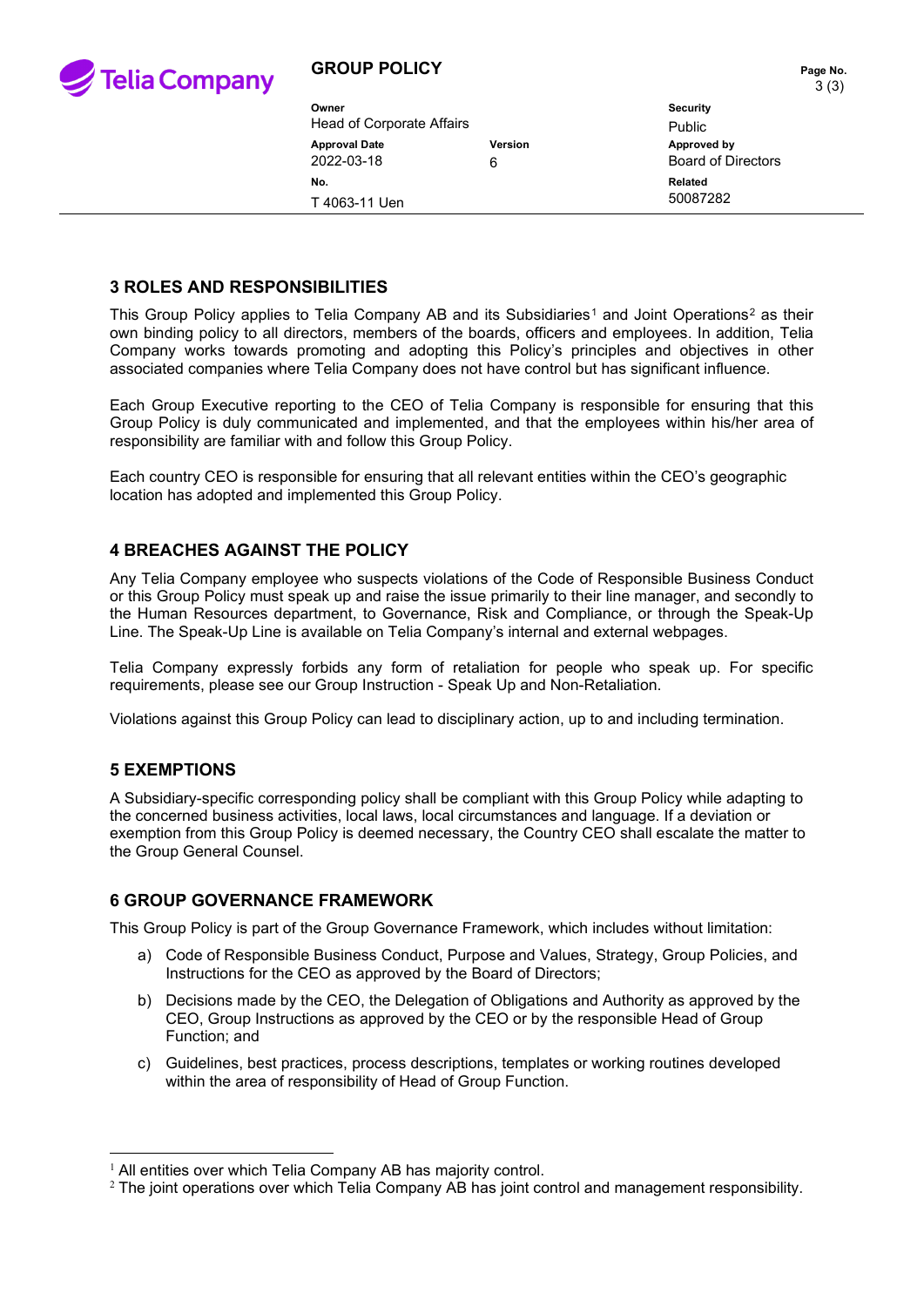## 3 ROLES AND RESPONSIBILITIES

This Group Policy applies to Telia Company AB and its Subsidiaries[1] and Joint Operations[2] as their own binding policy to all directors, members of the boards, officers and employees. In addition, Telia Company works towards promoting and adopting this Policy's principles and objectives in other associated companies where Telia Company does not have control but has significant influence.

Each Group Executive reporting to the CEO of Telia Company is responsible for ensuring that this Group Policy is duly communicated and implemented, and that the employees within his/her area of responsibility are familiar with and follow this Group Policy.

Each country CEO is responsible for ensuring that all relevant entities within the CEO's geographic location has adopted and implemented this Group Policy.

## 4 BREACHES AGAINST THE POLICY

Any Telia Company employee who suspects violations of the Code of Responsible Business Conduct or this Group Policy must speak up and raise the issue primarily to their line manager, and secondly to the Human Resources department, to Governance, Risk and Compliance, or through the Speak-Up Line. The Speak-Up Line is available on Telia Company's internal and external webpages.

Telia Company expressly forbids any form of retaliation for people who speak up. For specific requirements, please see our Group Instruction - Speak Up and Non-Retaliation.

Violations against this Group Policy can lead to disciplinary action, up to and including termination.

## 5 EXEMPTIONS

A Subsidiary-specific corresponding policy shall be compliant with this Group Policy while adapting to the concerned business activities, local laws, local circumstances and language. If a deviation or exemption from this Group Policy is deemed necessary, the Country CEO shall escalate the matter to the Group General Counsel.

## 6 GROUP GOVERNANCE FRAMEWORK

This Group Policy is part of the Group Governance Framework, which includes without limitation:

a) Code of Responsible Business Conduct, Purpose and Values, Strategy, Group Policies, and Instructions for the CEO as approved by the Board of Directors;

b) Decisions made by the CEO, the Delegation of Obligations and Authority as approved by the CEO, Group Instructions as approved by the CEO or by the responsible Head of Group Function; and

c) Guidelines, best practices, process descriptions, templates or working routines developed within the area of responsibility of Head of Group Function.

---

[1] All entities over which Telia Company AB has majority control.

[2] The joint operations over which Telia Company AB has joint control and management responsibility.